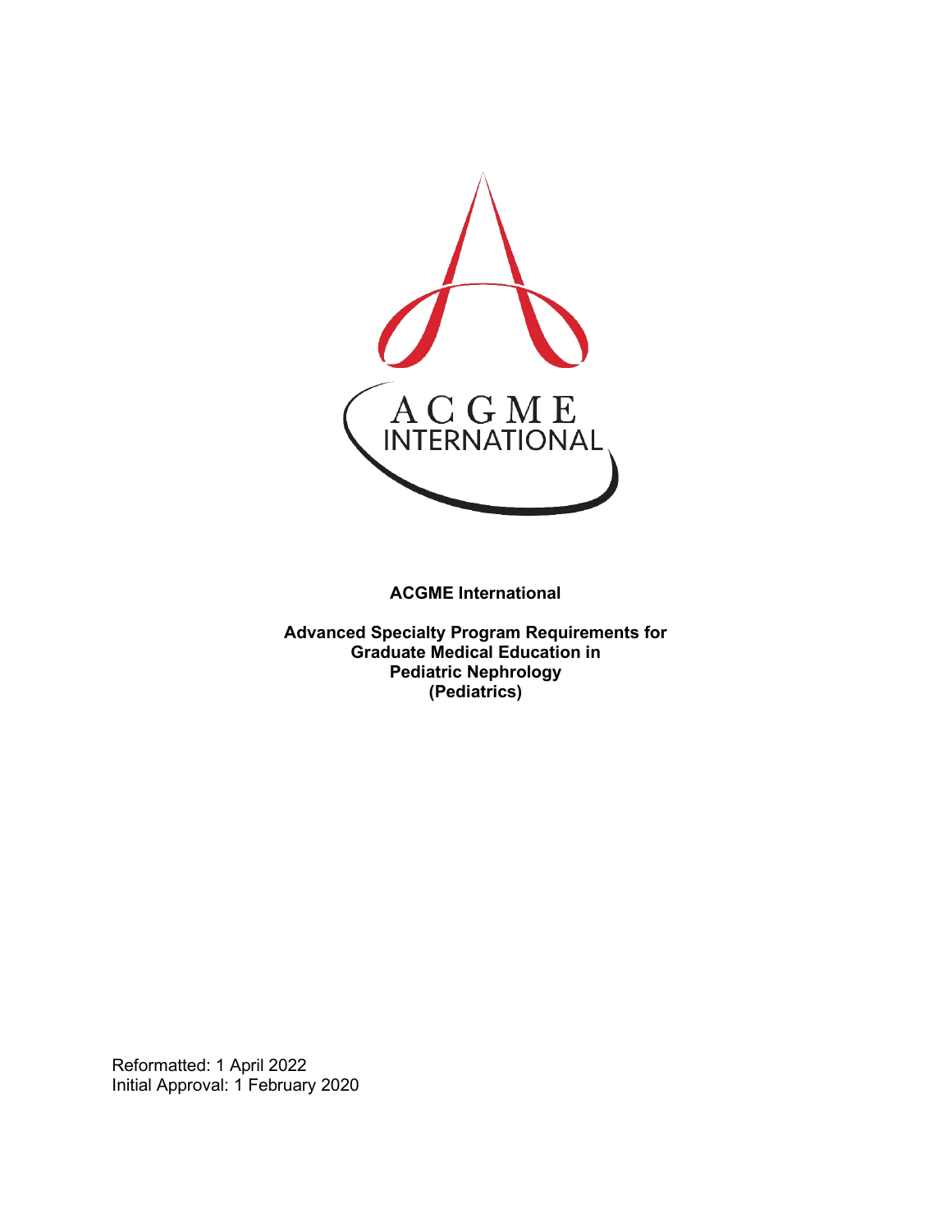**ACGME International**

**Advanced Specialty Program Requirements for Graduate Medical Education in Pediatric Nephrology (Pediatrics)**

Reformatted: 1 April 2022
Initial Approval: 1 February 2020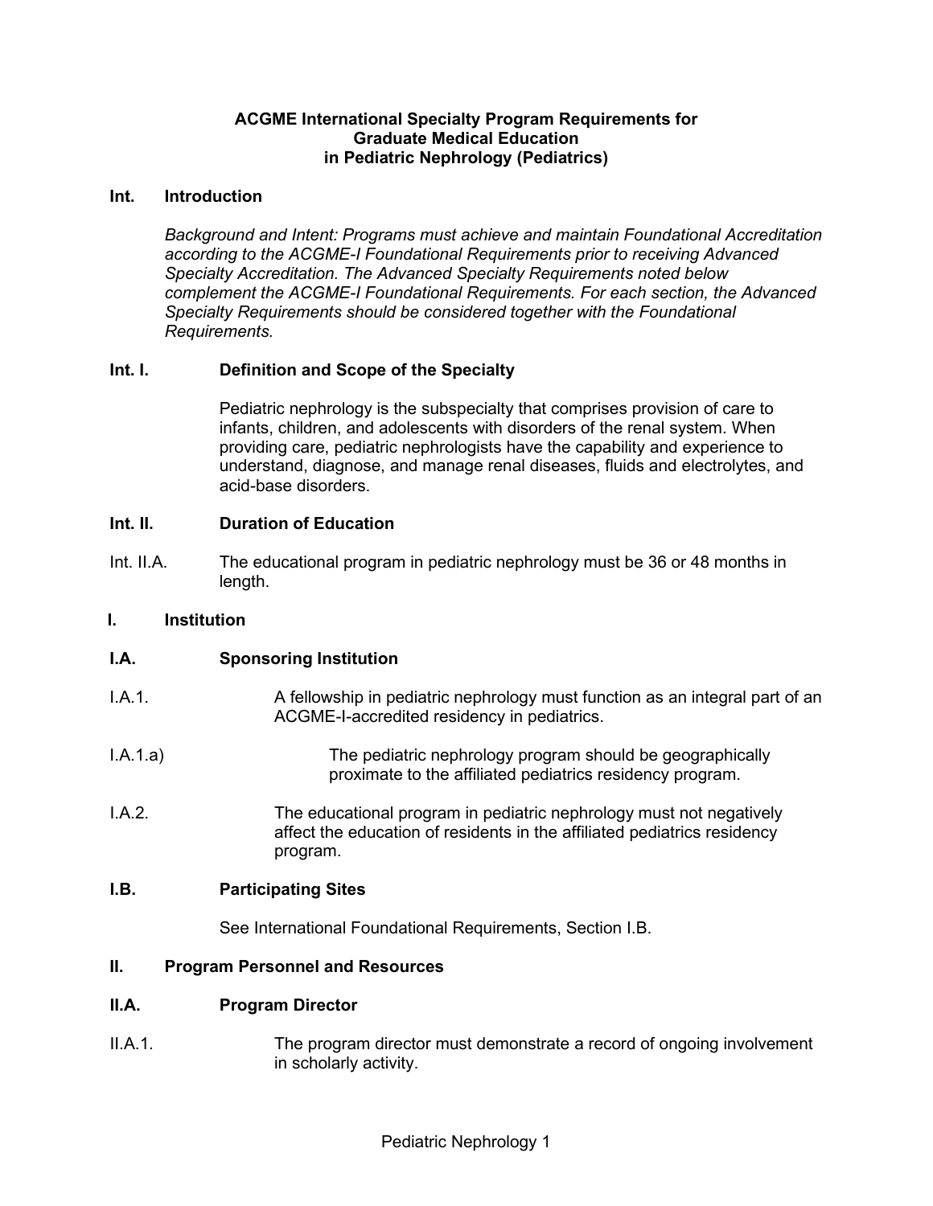# ACGME International Specialty Program Requirements for Graduate Medical Education in Pediatric Nephrology (Pediatrics)

## Int. Introduction

*Background and Intent: Programs must achieve and maintain Foundational Accreditation according to the ACGME-I Foundational Requirements prior to receiving Advanced Specialty Accreditation. The Advanced Specialty Requirements noted below complement the ACGME-I Foundational Requirements. For each section, the Advanced Specialty Requirements should be considered together with the Foundational Requirements.*

### Int. I. Definition and Scope of the Specialty

Pediatric nephrology is the subspecialty that comprises provision of care to infants, children, and adolescents with disorders of the renal system. When providing care, pediatric nephrologists have the capability and experience to understand, diagnose, and manage renal diseases, fluids and electrolytes, and acid-base disorders.

### Int. II. Duration of Education

Int. II.A. The educational program in pediatric nephrology must be 36 or 48 months in length.

## I. Institution

### I.A. Sponsoring Institution

I.A.1. A fellowship in pediatric nephrology must function as an integral part of an ACGME-I-accredited residency in pediatrics.

I.A.1.a) The pediatric nephrology program should be geographically proximate to the affiliated pediatrics residency program.

I.A.2. The educational program in pediatric nephrology must not negatively affect the education of residents in the affiliated pediatrics residency program.

### I.B. Participating Sites

See International Foundational Requirements, Section I.B.

## II. Program Personnel and Resources

### II.A. Program Director

II.A.1. The program director must demonstrate a record of ongoing involvement in scholarly activity.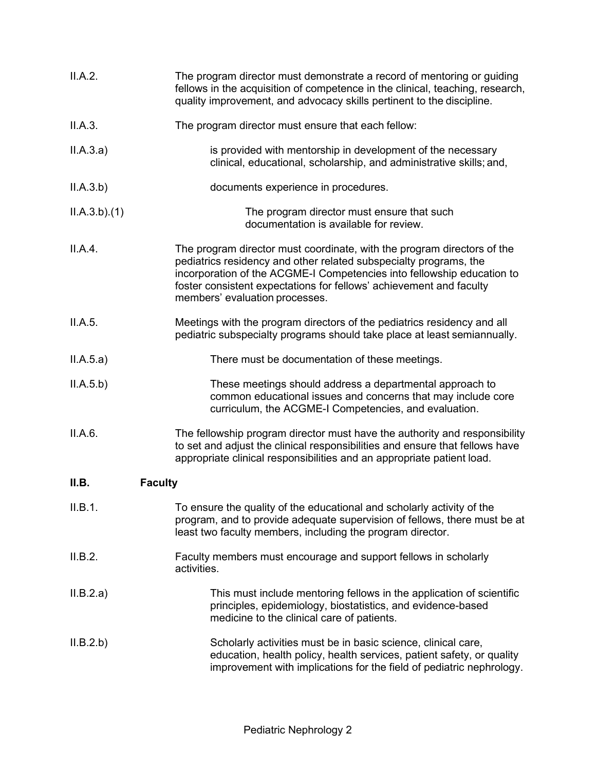II.A.2. The program director must demonstrate a record of mentoring or guiding fellows in the acquisition of competence in the clinical, teaching, research, quality improvement, and advocacy skills pertinent to the discipline.

II.A.3. The program director must ensure that each fellow:

II.A.3.a) is provided with mentorship in development of the necessary clinical, educational, scholarship, and administrative skills; and,

II.A.3.b) documents experience in procedures.

II.A.3.b).(1) The program director must ensure that such documentation is available for review.

II.A.4. The program director must coordinate, with the program directors of the pediatrics residency and other related subspecialty programs, the incorporation of the ACGME-I Competencies into fellowship education to foster consistent expectations for fellows' achievement and faculty members' evaluation processes.

II.A.5. Meetings with the program directors of the pediatrics residency and all pediatric subspecialty programs should take place at least semiannually.

II.A.5.a) There must be documentation of these meetings.

II.A.5.b) These meetings should address a departmental approach to common educational issues and concerns that may include core curriculum, the ACGME-I Competencies, and evaluation.

II.A.6. The fellowship program director must have the authority and responsibility to set and adjust the clinical responsibilities and ensure that fellows have appropriate clinical responsibilities and an appropriate patient load.

## II.B. Faculty

II.B.1. To ensure the quality of the educational and scholarly activity of the program, and to provide adequate supervision of fellows, there must be at least two faculty members, including the program director.

II.B.2. Faculty members must encourage and support fellows in scholarly activities.

II.B.2.a) This must include mentoring fellows in the application of scientific principles, epidemiology, biostatistics, and evidence-based medicine to the clinical care of patients.

II.B.2.b) Scholarly activities must be in basic science, clinical care, education, health policy, health services, patient safety, or quality improvement with implications for the field of pediatric nephrology.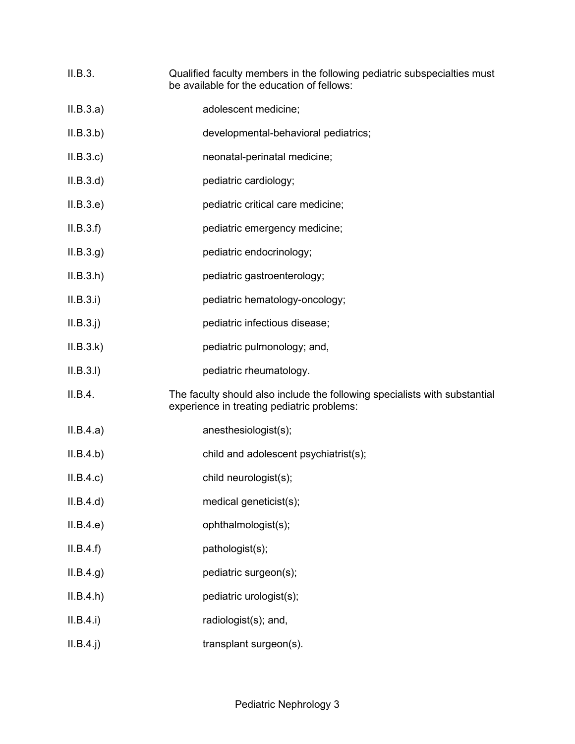II.B.3. Qualified faculty members in the following pediatric subspecialties must be available for the education of fellows:

II.B.3.a) adolescent medicine;

II.B.3.b) developmental-behavioral pediatrics;

II.B.3.c) neonatal-perinatal medicine;

II.B.3.d) pediatric cardiology;

II.B.3.e) pediatric critical care medicine;

II.B.3.f) pediatric emergency medicine;

II.B.3.g) pediatric endocrinology;

II.B.3.h) pediatric gastroenterology;

II.B.3.i) pediatric hematology-oncology;

II.B.3.j) pediatric infectious disease;

II.B.3.k) pediatric pulmonology; and,

II.B.3.l) pediatric rheumatology.

II.B.4. The faculty should also include the following specialists with substantial experience in treating pediatric problems:

II.B.4.a) anesthesiologist(s);

II.B.4.b) child and adolescent psychiatrist(s);

II.B.4.c) child neurologist(s);

II.B.4.d) medical geneticist(s);

II.B.4.e) ophthalmologist(s);

II.B.4.f) pathologist(s);

II.B.4.g) pediatric surgeon(s);

II.B.4.h) pediatric urologist(s);

II.B.4.i) radiologist(s); and,

II.B.4.j) transplant surgeon(s).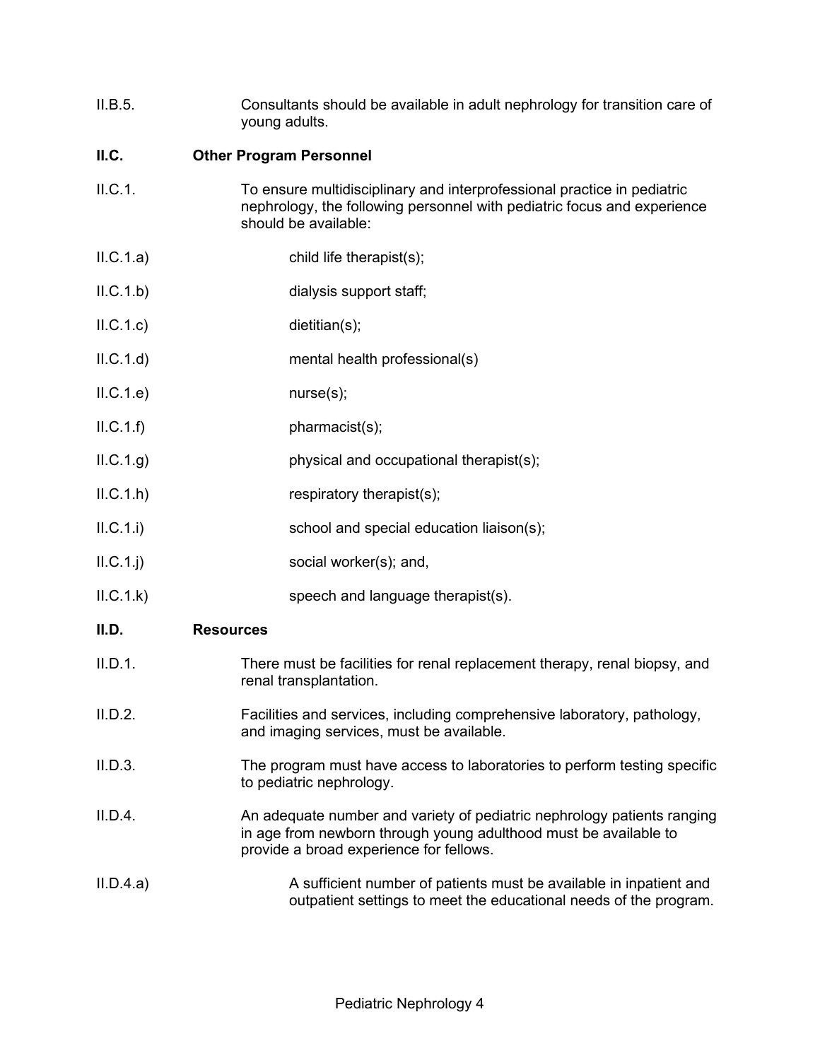II.B.5. Consultants should be available in adult nephrology for transition care of young adults.

**II.C. Other Program Personnel**

II.C.1. To ensure multidisciplinary and interprofessional practice in pediatric nephrology, the following personnel with pediatric focus and experience should be available:

II.C.1.a) child life therapist(s);

II.C.1.b) dialysis support staff;

II.C.1.c) dietitian(s);

II.C.1.d) mental health professional(s)

II.C.1.e) nurse(s);

II.C.1.f) pharmacist(s);

II.C.1.g) physical and occupational therapist(s);

II.C.1.h) respiratory therapist(s);

II.C.1.i) school and special education liaison(s);

II.C.1.j) social worker(s); and,

II.C.1.k) speech and language therapist(s).

**II.D. Resources**

II.D.1. There must be facilities for renal replacement therapy, renal biopsy, and renal transplantation.

II.D.2. Facilities and services, including comprehensive laboratory, pathology, and imaging services, must be available.

II.D.3. The program must have access to laboratories to perform testing specific to pediatric nephrology.

II.D.4. An adequate number and variety of pediatric nephrology patients ranging in age from newborn through young adulthood must be available to provide a broad experience for fellows.

II.D.4.a) A sufficient number of patients must be available in inpatient and outpatient settings to meet the educational needs of the program.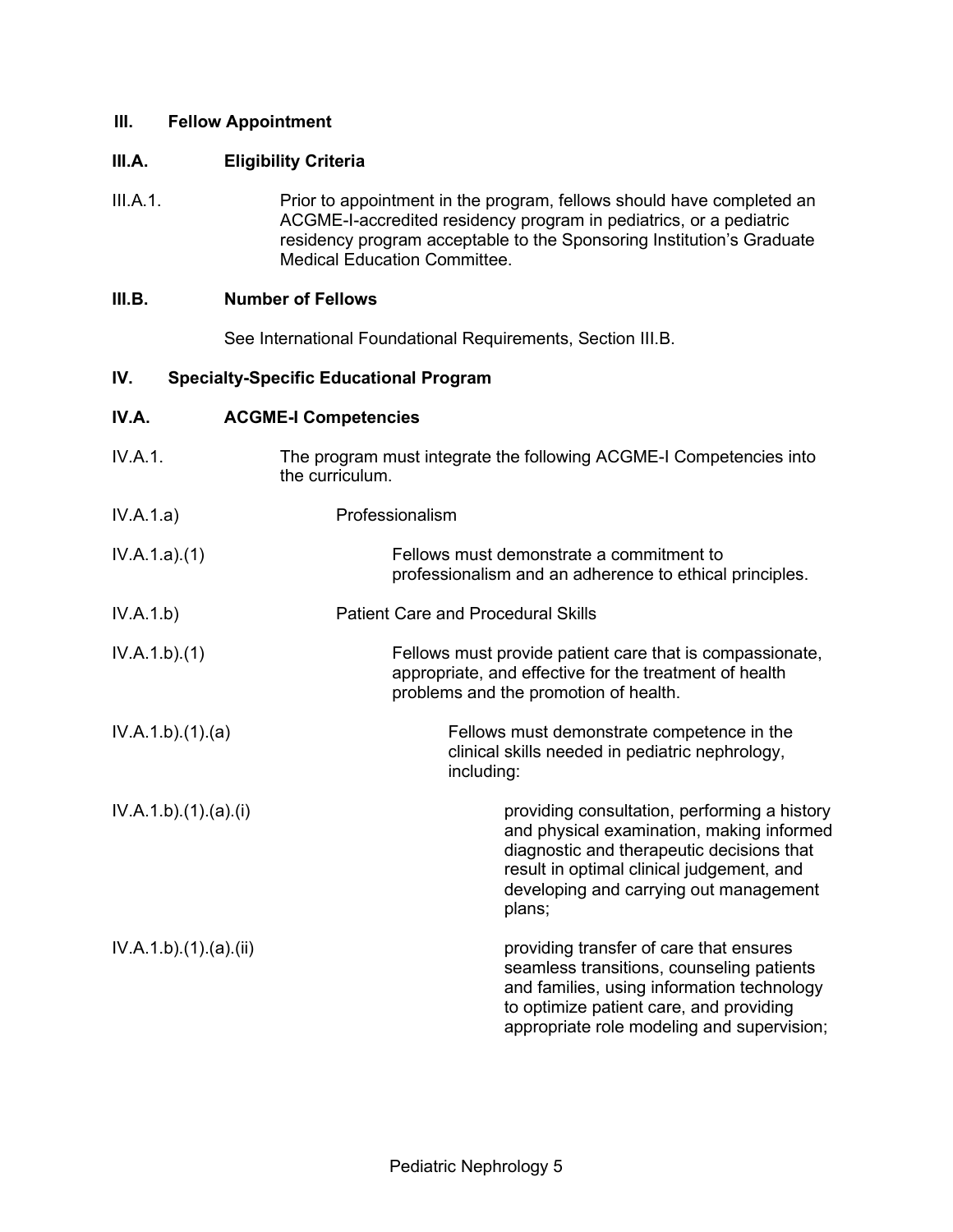## III. Fellow Appointment

### III.A. Eligibility Criteria

III.A.1. Prior to appointment in the program, fellows should have completed an ACGME-I-accredited residency program in pediatrics, or a pediatric residency program acceptable to the Sponsoring Institution's Graduate Medical Education Committee.

### III.B. Number of Fellows

See International Foundational Requirements, Section III.B.

## IV. Specialty-Specific Educational Program

### IV.A. ACGME-I Competencies

IV.A.1. The program must integrate the following ACGME-I Competencies into the curriculum.

IV.A.1.a) Professionalism

IV.A.1.a).(1) Fellows must demonstrate a commitment to professionalism and an adherence to ethical principles.

IV.A.1.b) Patient Care and Procedural Skills

IV.A.1.b).(1) Fellows must provide patient care that is compassionate, appropriate, and effective for the treatment of health problems and the promotion of health.

IV.A.1.b).(1).(a) Fellows must demonstrate competence in the clinical skills needed in pediatric nephrology, including:

IV.A.1.b).(1).(a).(i) providing consultation, performing a history and physical examination, making informed diagnostic and therapeutic decisions that result in optimal clinical judgement, and developing and carrying out management plans;

IV.A.1.b).(1).(a).(ii) providing transfer of care that ensures seamless transitions, counseling patients and families, using information technology to optimize patient care, and providing appropriate role modeling and supervision;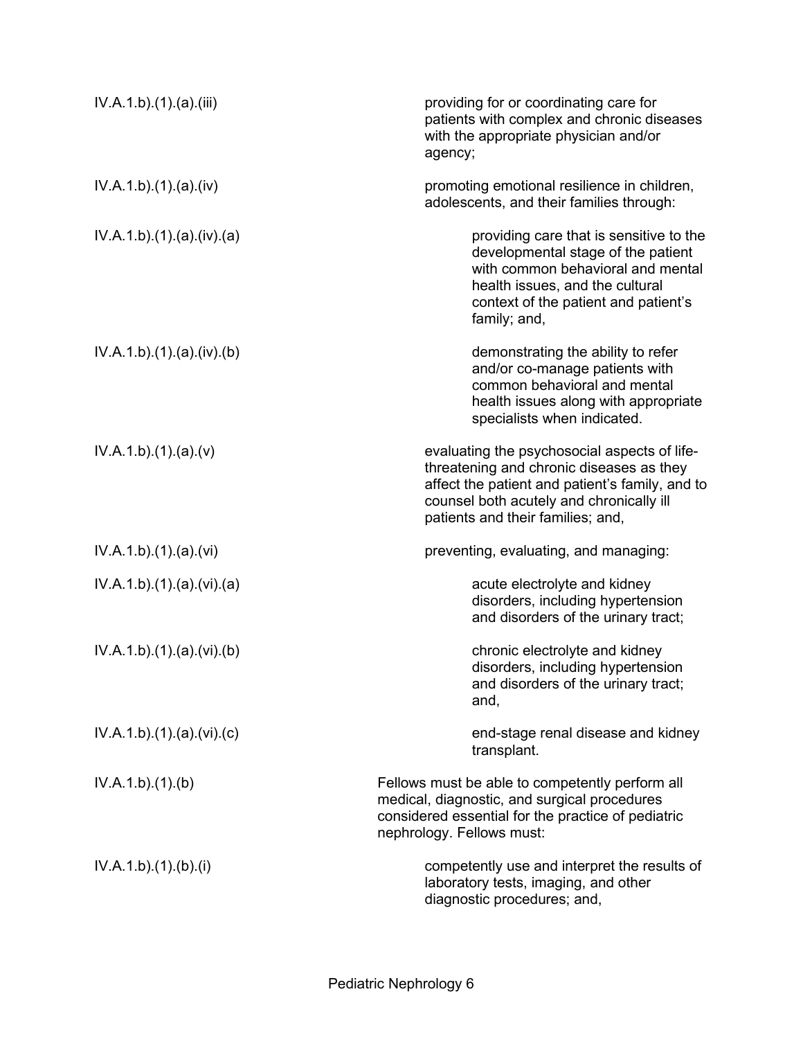| | |
|---|---|
| IV.A.1.b).(1).(a).(iii) | providing for or coordinating care for patients with complex and chronic diseases with the appropriate physician and/or agency; |
| IV.A.1.b).(1).(a).(iv) | promoting emotional resilience in children, adolescents, and their families through: |
| IV.A.1.b).(1).(a).(iv).(a) | providing care that is sensitive to the developmental stage of the patient with common behavioral and mental health issues, and the cultural context of the patient and patient's family; and, |
| IV.A.1.b).(1).(a).(iv).(b) | demonstrating the ability to refer and/or co-manage patients with common behavioral and mental health issues along with appropriate specialists when indicated. |
| IV.A.1.b).(1).(a).(v) | evaluating the psychosocial aspects of life-threatening and chronic diseases as they affect the patient and patient's family, and to counsel both acutely and chronically ill patients and their families; and, |
| IV.A.1.b).(1).(a).(vi) | preventing, evaluating, and managing: |
| IV.A.1.b).(1).(a).(vi).(a) | acute electrolyte and kidney disorders, including hypertension and disorders of the urinary tract; |
| IV.A.1.b).(1).(a).(vi).(b) | chronic electrolyte and kidney disorders, including hypertension and disorders of the urinary tract; and, |
| IV.A.1.b).(1).(a).(vi).(c) | end-stage renal disease and kidney transplant. |
| IV.A.1.b).(1).(b) | Fellows must be able to competently perform all medical, diagnostic, and surgical procedures considered essential for the practice of pediatric nephrology. Fellows must: |
| IV.A.1.b).(1).(b).(i) | competently use and interpret the results of laboratory tests, imaging, and other diagnostic procedures; and, |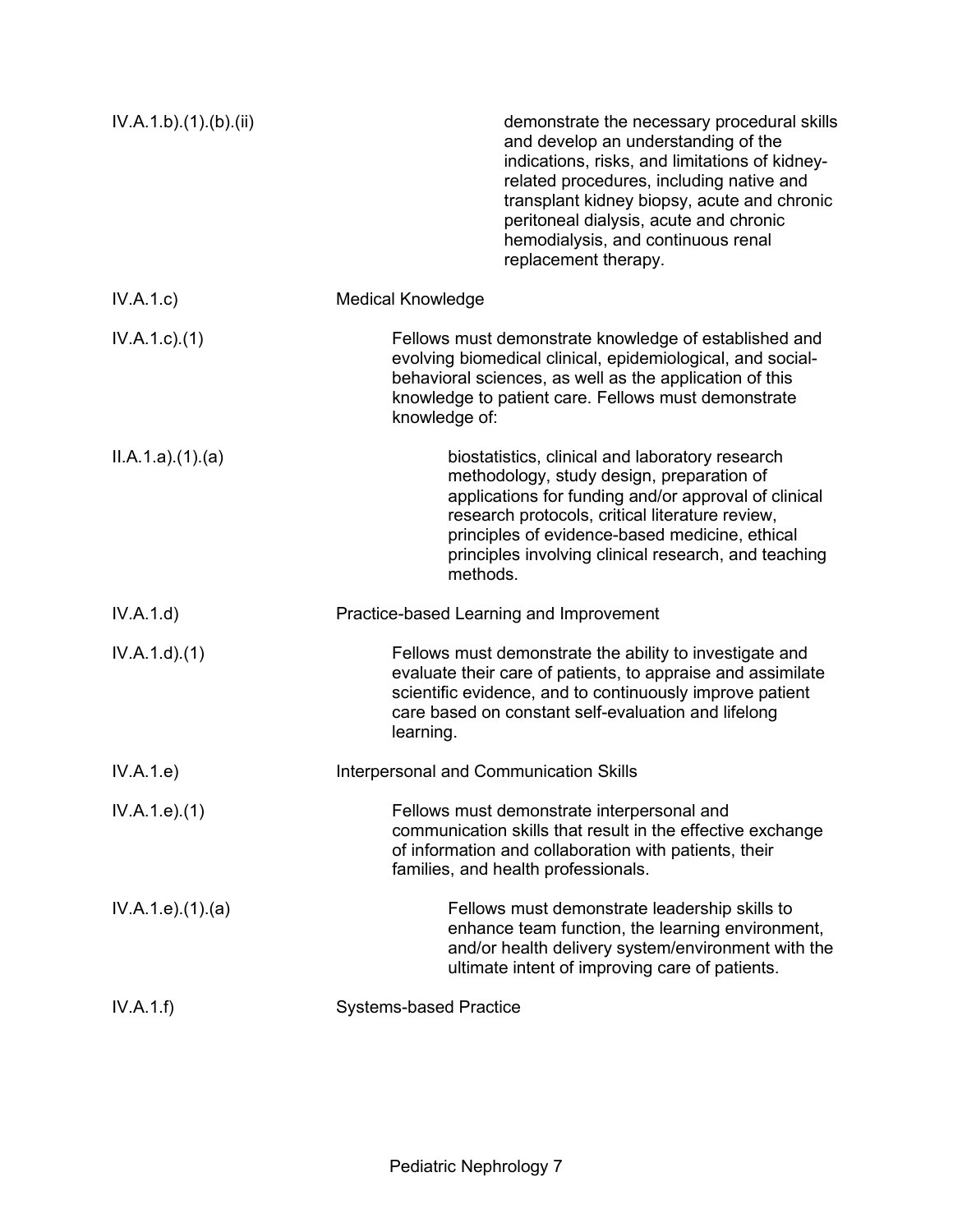IV.A.1.b).(1).(b).(ii) demonstrate the necessary procedural skills and develop an understanding of the indications, risks, and limitations of kidney-related procedures, including native and transplant kidney biopsy, acute and chronic peritoneal dialysis, acute and chronic hemodialysis, and continuous renal replacement therapy.

IV.A.1.c) Medical Knowledge

IV.A.1.c).(1) Fellows must demonstrate knowledge of established and evolving biomedical clinical, epidemiological, and social-behavioral sciences, as well as the application of this knowledge to patient care. Fellows must demonstrate knowledge of:

II.A.1.a).(1).(a) biostatistics, clinical and laboratory research methodology, study design, preparation of applications for funding and/or approval of clinical research protocols, critical literature review, principles of evidence-based medicine, ethical principles involving clinical research, and teaching methods.

IV.A.1.d) Practice-based Learning and Improvement

IV.A.1.d).(1) Fellows must demonstrate the ability to investigate and evaluate their care of patients, to appraise and assimilate scientific evidence, and to continuously improve patient care based on constant self-evaluation and lifelong learning.

IV.A.1.e) Interpersonal and Communication Skills

IV.A.1.e).(1) Fellows must demonstrate interpersonal and communication skills that result in the effective exchange of information and collaboration with patients, their families, and health professionals.

IV.A.1.e).(1).(a) Fellows must demonstrate leadership skills to enhance team function, the learning environment, and/or health delivery system/environment with the ultimate intent of improving care of patients.

IV.A.1.f) Systems-based Practice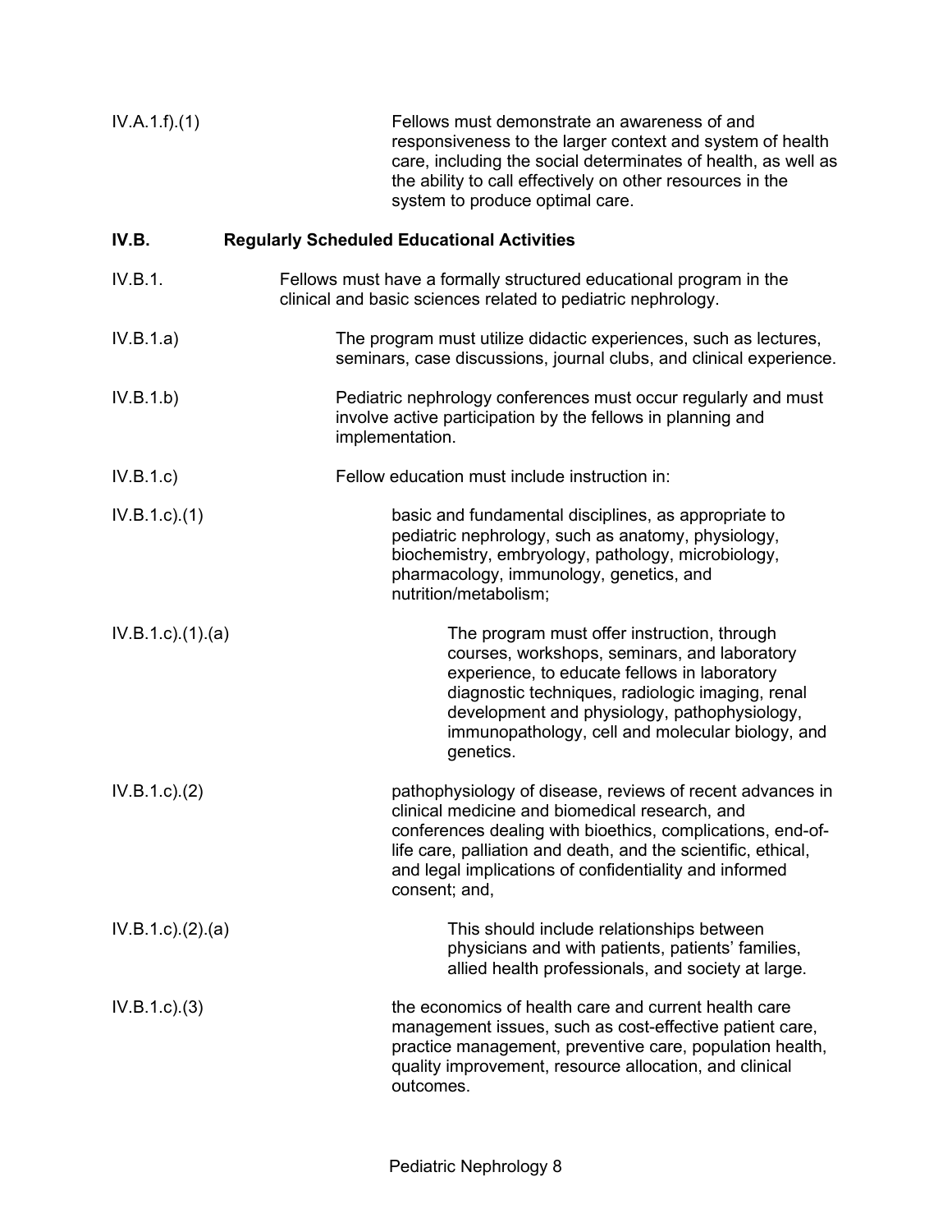IV.A.1.f).(1) Fellows must demonstrate an awareness of and responsiveness to the larger context and system of health care, including the social determinates of health, as well as the ability to call effectively on other resources in the system to produce optimal care.

**IV.B. Regularly Scheduled Educational Activities**

IV.B.1. Fellows must have a formally structured educational program in the clinical and basic sciences related to pediatric nephrology.

IV.B.1.a) The program must utilize didactic experiences, such as lectures, seminars, case discussions, journal clubs, and clinical experience.

IV.B.1.b) Pediatric nephrology conferences must occur regularly and must involve active participation by the fellows in planning and implementation.

IV.B.1.c) Fellow education must include instruction in:

IV.B.1.c).(1) basic and fundamental disciplines, as appropriate to pediatric nephrology, such as anatomy, physiology, biochemistry, embryology, pathology, microbiology, pharmacology, immunology, genetics, and nutrition/metabolism;

IV.B.1.c).(1).(a) The program must offer instruction, through courses, workshops, seminars, and laboratory experience, to educate fellows in laboratory diagnostic techniques, radiologic imaging, renal development and physiology, pathophysiology, immunopathology, cell and molecular biology, and genetics.

IV.B.1.c).(2) pathophysiology of disease, reviews of recent advances in clinical medicine and biomedical research, and conferences dealing with bioethics, complications, end-of-life care, palliation and death, and the scientific, ethical, and legal implications of confidentiality and informed consent; and,

IV.B.1.c).(2).(a) This should include relationships between physicians and with patients, patients' families, allied health professionals, and society at large.

IV.B.1.c).(3) the economics of health care and current health care management issues, such as cost-effective patient care, practice management, preventive care, population health, quality improvement, resource allocation, and clinical outcomes.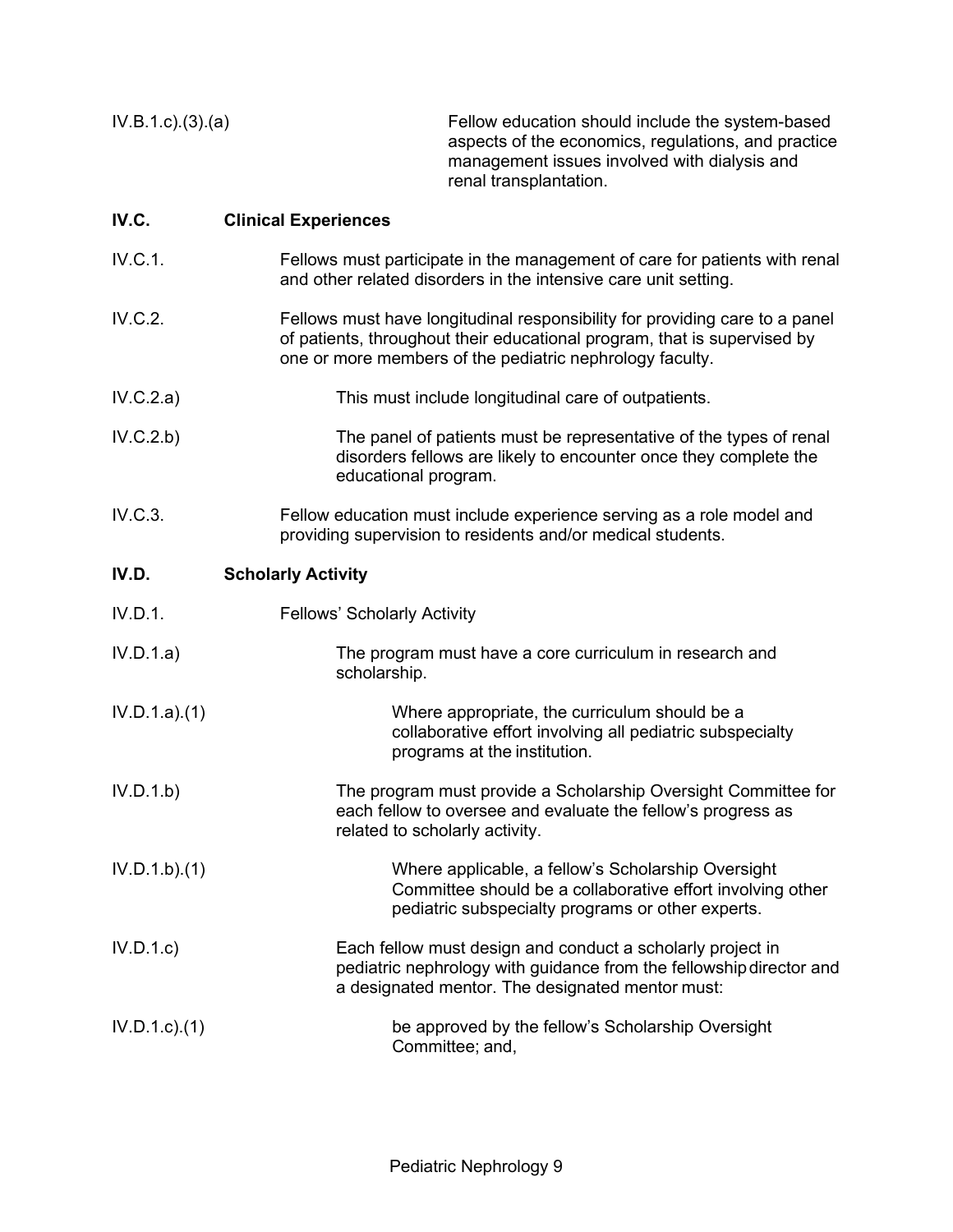IV.B.1.c).(3).(a) Fellow education should include the system-based aspects of the economics, regulations, and practice management issues involved with dialysis and renal transplantation.

## IV.C. Clinical Experiences

IV.C.1. Fellows must participate in the management of care for patients with renal and other related disorders in the intensive care unit setting.

IV.C.2. Fellows must have longitudinal responsibility for providing care to a panel of patients, throughout their educational program, that is supervised by one or more members of the pediatric nephrology faculty.

IV.C.2.a) This must include longitudinal care of outpatients.

IV.C.2.b) The panel of patients must be representative of the types of renal disorders fellows are likely to encounter once they complete the educational program.

IV.C.3. Fellow education must include experience serving as a role model and providing supervision to residents and/or medical students.

## IV.D. Scholarly Activity

IV.D.1. Fellows' Scholarly Activity

IV.D.1.a) The program must have a core curriculum in research and scholarship.

IV.D.1.a).(1) Where appropriate, the curriculum should be a collaborative effort involving all pediatric subspecialty programs at the institution.

IV.D.1.b) The program must provide a Scholarship Oversight Committee for each fellow to oversee and evaluate the fellow's progress as related to scholarly activity.

IV.D.1.b).(1) Where applicable, a fellow's Scholarship Oversight Committee should be a collaborative effort involving other pediatric subspecialty programs or other experts.

IV.D.1.c) Each fellow must design and conduct a scholarly project in pediatric nephrology with guidance from the fellowship director and a designated mentor. The designated mentor must:

IV.D.1.c).(1) be approved by the fellow's Scholarship Oversight Committee; and,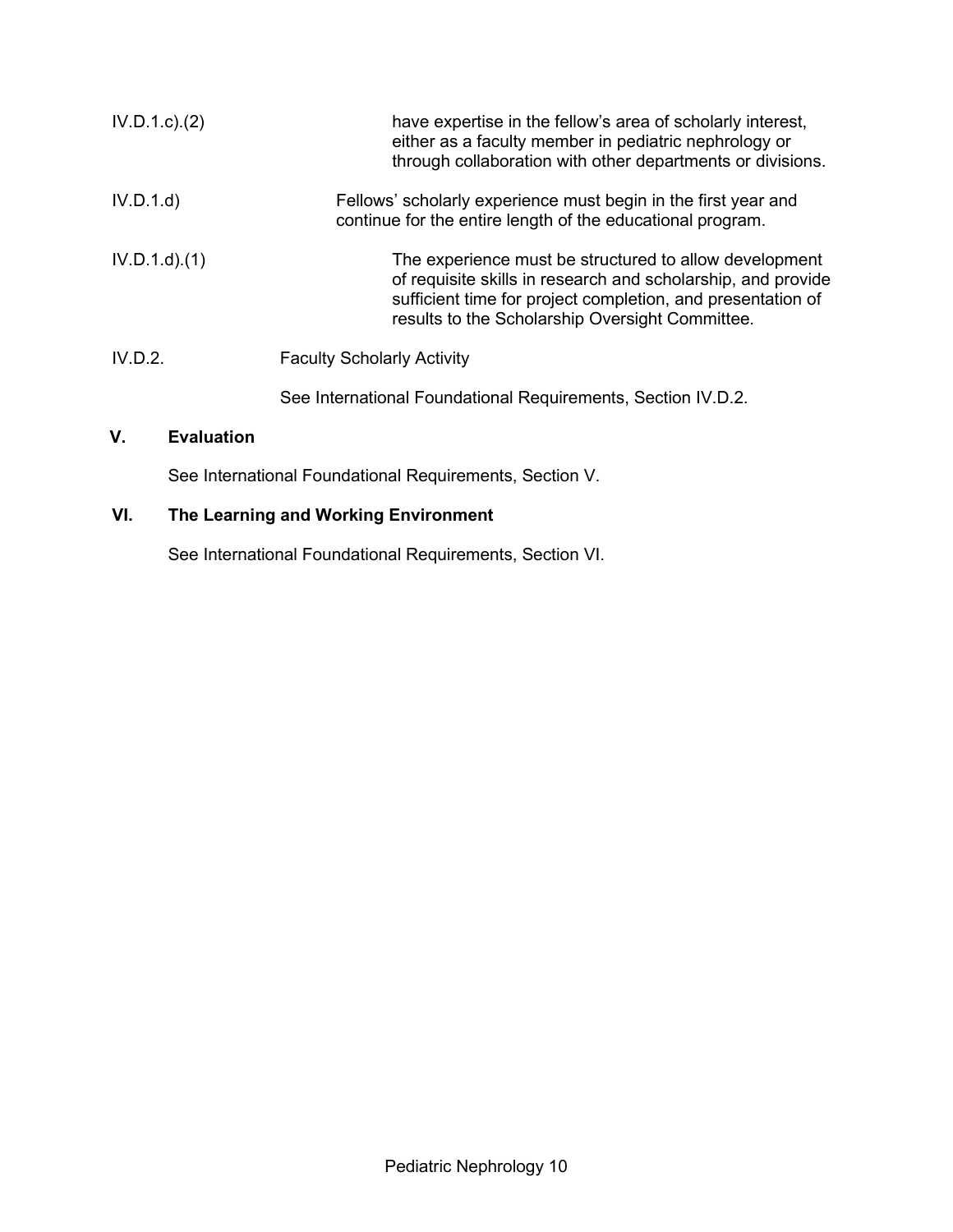IV.D.1.c).(2) have expertise in the fellow's area of scholarly interest, either as a faculty member in pediatric nephrology or through collaboration with other departments or divisions.

IV.D.1.d) Fellows' scholarly experience must begin in the first year and continue for the entire length of the educational program.

IV.D.1.d).(1) The experience must be structured to allow development of requisite skills in research and scholarship, and provide sufficient time for project completion, and presentation of results to the Scholarship Oversight Committee.

IV.D.2. Faculty Scholarly Activity

See International Foundational Requirements, Section IV.D.2.

## V. Evaluation

See International Foundational Requirements, Section V.

## VI. The Learning and Working Environment

See International Foundational Requirements, Section VI.